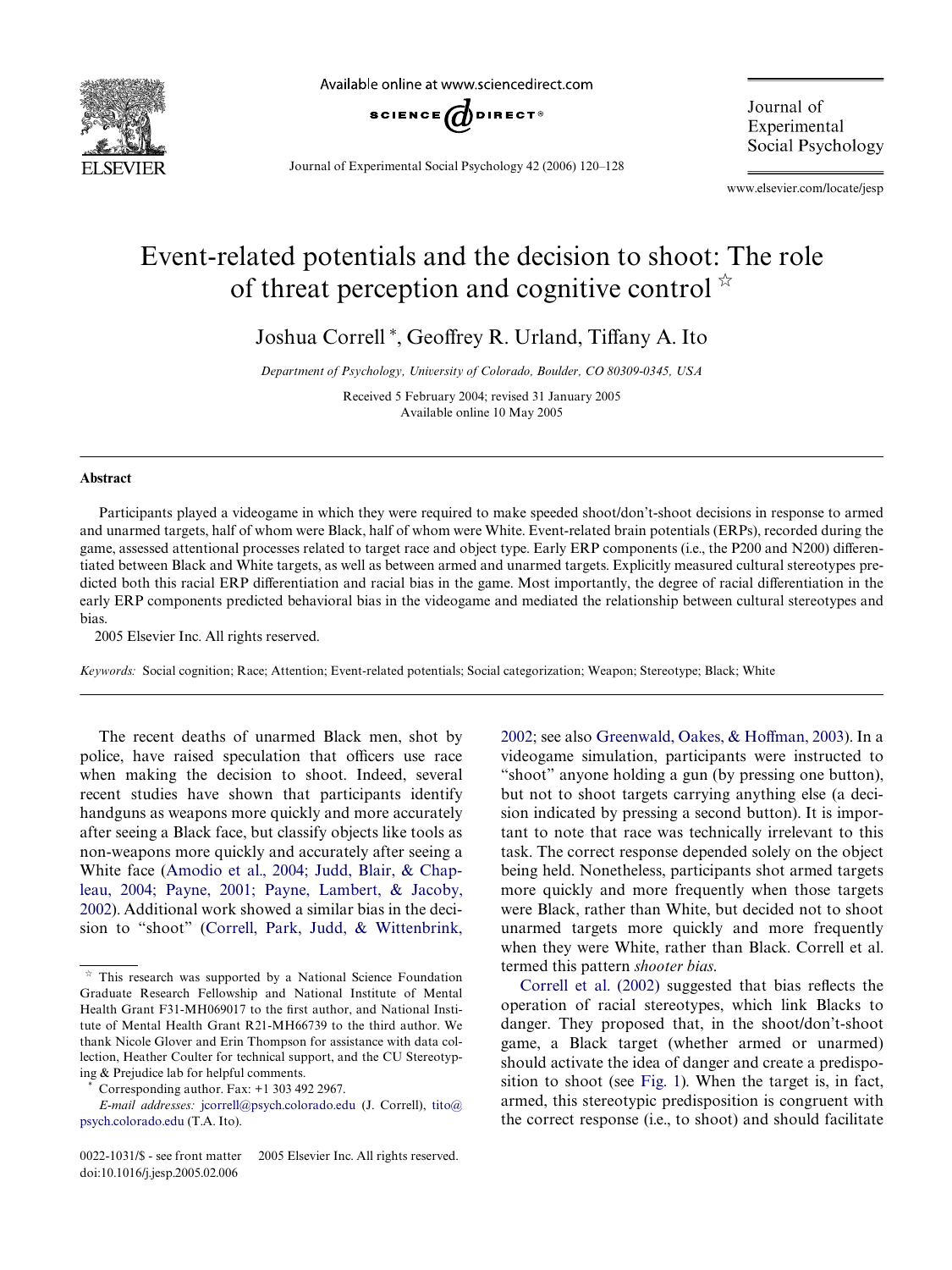# Event-related potentials and the decision to shoot: The role of threat perception and cognitive control ☆

Joshua Correll *, Geoffrey R. Urland, Tiffany A. Ito

*Department of Psychology, University of Colorado, Boulder, CO 80309-0345, USA*

Received 5 February 2004; revised 31 January 2005
Available online 10 May 2005

## Abstract

Participants played a videogame in which they were required to make speeded shoot/don't-shoot decisions in response to armed and unarmed targets, half of whom were Black, half of whom were White. Event-related brain potentials (ERPs), recorded during the game, assessed attentional processes related to target race and object type. Early ERP components (i.e., the P200 and N200) differentiated between Black and White targets, as well as between armed and unarmed targets. Explicitly measured cultural stereotypes predicted both this racial ERP differentiation and racial bias in the game. Most importantly, the degree of racial differentiation in the early ERP components predicted behavioral bias in the videogame and mediated the relationship between cultural stereotypes and bias.

2005 Elsevier Inc. All rights reserved.

*Keywords:* Social cognition; Race; Attention; Event-related potentials; Social categorization; Weapon; Stereotype; Black; White

The recent deaths of unarmed Black men, shot by police, have raised speculation that officers use race when making the decision to shoot. Indeed, several recent studies have shown that participants identify handguns as weapons more quickly and more accurately after seeing a Black face, but classify objects like tools as non-weapons more quickly and accurately after seeing a White face (Amodio et al., 2004; Judd, Blair, & Chapleau, 2004; Payne, 2001; Payne, Lambert, & Jacoby, 2002). Additional work showed a similar bias in the decision to "shoot" (Correll, Park, Judd, & Wittenbrink, 2002; see also Greenwald, Oakes, & Hoffman, 2003). In a videogame simulation, participants were instructed to "shoot" anyone holding a gun (by pressing one button), but not to shoot targets carrying anything else (a decision indicated by pressing a second button). It is important to note that race was technically irrelevant to this task. The correct response depended solely on the object being held. Nonetheless, participants shot armed targets more quickly and more frequently when those targets were Black, rather than White, but decided not to shoot unarmed targets more quickly and more frequently when they were White, rather than Black. Correll et al. termed this pattern *shooter bias*.

Correll et al. (2002) suggested that bias reflects the operation of racial stereotypes, which link Blacks to danger. They proposed that, in the shoot/don't-shoot game, a Black target (whether armed or unarmed) should activate the idea of danger and create a predisposition to shoot (see Fig. 1). When the target is, in fact, armed, this stereotypic predisposition is congruent with the correct response (i.e., to shoot) and should facilitate

---

☆ This research was supported by a National Science Foundation Graduate Research Fellowship and National Institute of Mental Health Grant F31-MH069017 to the first author, and National Institute of Mental Health Grant R21-MH66739 to the third author. We thank Nicole Glover and Erin Thompson for assistance with data collection, Heather Coulter for technical support, and the CU Stereotyping & Prejudice lab for helpful comments.

\* Corresponding author. Fax: +1 303 492 2967.
*E-mail addresses:* jcorrell@psych.colorado.edu (J. Correll), tito@psych.colorado.edu (T.A. Ito).

0022-1031/$ - see front matter 2005 Elsevier Inc. All rights reserved.
doi:10.1016/j.jesp.2005.02.006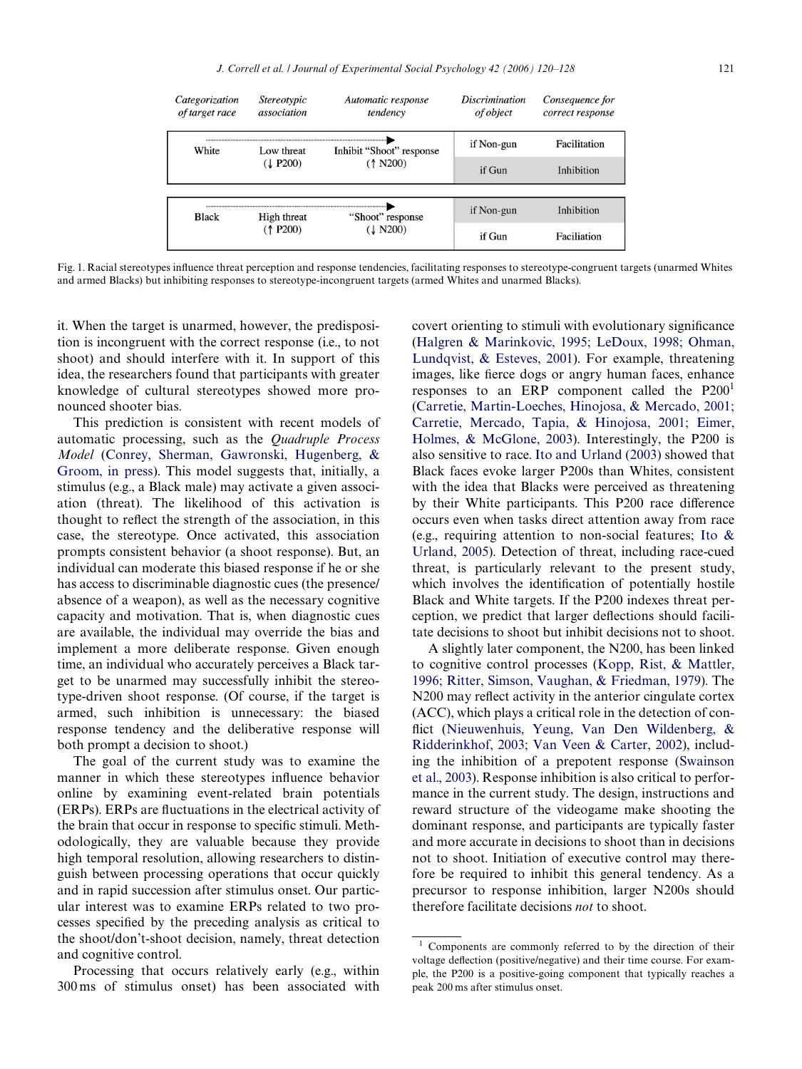| Categorization of target race | Stereotypic association | Automatic response tendency | Discrimination of object | Consequence for correct response |
|---|---|---|---|---|
| White | Low threat (↓ P200) | Inhibit "Shoot" response (↑ N200) | if Non-gun | Facilitation |
| | | | if Gun | Inhibition |
| Black | High threat (↑ P200) | "Shoot" response (↓ N200) | if Non-gun | Inhibition |
| | | | if Gun | Faciliation |

Fig. 1. Racial stereotypes influence threat perception and response tendencies, facilitating responses to stereotype-congruent targets (unarmed Whites and armed Blacks) but inhibiting responses to stereotype-incongruent targets (armed Whites and unarmed Blacks).

it. When the target is unarmed, however, the predisposition is incongruent with the correct response (i.e., to not shoot) and should interfere with it. In support of this idea, the researchers found that participants with greater knowledge of cultural stereotypes showed more pronounced shooter bias.

This prediction is consistent with recent models of automatic processing, such as the *Quadruple Process Model* (Conrey, Sherman, Gawronski, Hugenberg, & Groom, in press). This model suggests that, initially, a stimulus (e.g., a Black male) may activate a given association (threat). The likelihood of this activation is thought to reflect the strength of the association, in this case, the stereotype. Once activated, this association prompts consistent behavior (a shoot response). But, an individual can moderate this biased response if he or she has access to discriminable diagnostic cues (the presence/absence of a weapon), as well as the necessary cognitive capacity and motivation. That is, when diagnostic cues are available, the individual may override the bias and implement a more deliberate response. Given enough time, an individual who accurately perceives a Black target to be unarmed may successfully inhibit the stereotype-driven shoot response. (Of course, if the target is armed, such inhibition is unnecessary: the biased response tendency and the deliberative response will both prompt a decision to shoot.)

The goal of the current study was to examine the manner in which these stereotypes influence behavior online by examining event-related brain potentials (ERPs). ERPs are fluctuations in the electrical activity of the brain that occur in response to specific stimuli. Methodologically, they are valuable because they provide high temporal resolution, allowing researchers to distinguish between processing operations that occur quickly and in rapid succession after stimulus onset. Our particular interest was to examine ERPs related to two processes specified by the preceding analysis as critical to the shoot/don't-shoot decision, namely, threat detection and cognitive control.

Processing that occurs relatively early (e.g., within 300 ms of stimulus onset) has been associated with covert orienting to stimuli with evolutionary significance (Halgren & Marinkovic, 1995; LeDoux, 1998; Ohman, Lundqvist, & Esteves, 2001). For example, threatening images, like fierce dogs or angry human faces, enhance responses to an ERP component called the P200[1] (Carretie, Martin-Loeches, Hinojosa, & Mercado, 2001; Carretie, Mercado, Tapia, & Hinojosa, 2001; Eimer, Holmes, & McGlone, 2003). Interestingly, the P200 is also sensitive to race. Ito and Urland (2003) showed that Black faces evoke larger P200s than Whites, consistent with the idea that Blacks were perceived as threatening by their White participants. This P200 race difference occurs even when tasks direct attention away from race (e.g., requiring attention to non-social features; Ito & Urland, 2005). Detection of threat, including race-cued threat, is particularly relevant to the present study, which involves the identification of potentially hostile Black and White targets. If the P200 indexes threat perception, we predict that larger deflections should facilitate decisions to shoot but inhibit decisions not to shoot.

A slightly later component, the N200, has been linked to cognitive control processes (Kopp, Rist, & Mattler, 1996; Ritter, Simson, Vaughan, & Friedman, 1979). The N200 may reflect activity in the anterior cingulate cortex (ACC), which plays a critical role in the detection of conflict (Nieuwenhuis, Yeung, Van Den Wildenberg, & Ridderinkhof, 2003; Van Veen & Carter, 2002), including the inhibition of a prepotent response (Swainson et al., 2003). Response inhibition is also critical to performance in the current study. The design, instructions and reward structure of the videogame make shooting the dominant response, and participants are typically faster and more accurate in decisions to shoot than in decisions not to shoot. Initiation of executive control may therefore be required to inhibit this general tendency. As a precursor to response inhibition, larger N200s should therefore facilitate decisions *not* to shoot.

[1] Components are commonly referred to by the direction of their voltage deflection (positive/negative) and their time course. For example, the P200 is a positive-going component that typically reaches a peak 200 ms after stimulus onset.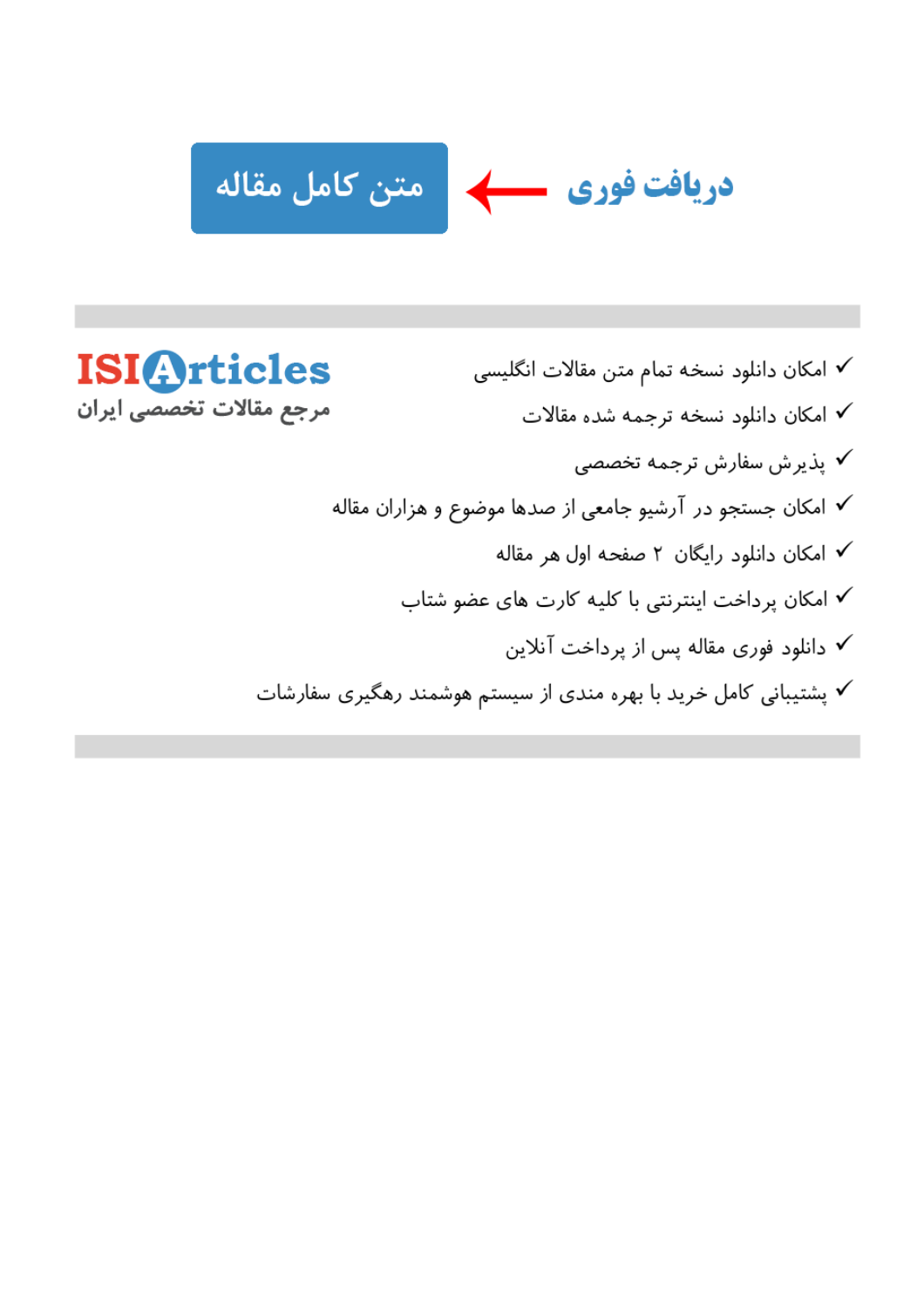دریافت فوری ← متن کامل مقاله

ISIArticles
مرجع مقالات تخصصی ایران

- ✓ امکان دانلود نسخه تمام متن مقالات انگلیسی
- ✓ امکان دانلود نسخه ترجمه شده مقالات
- ✓ پذیرش سفارش ترجمه تخصصی
- ✓ امکان جستجو در آرشیو جامعی از صدها موضوع و هزاران مقاله
- ✓ امکان دانلود رایگان ۲ صفحه اول هر مقاله
- ✓ امکان پرداخت اینترنتی با کلیه کارت های عضو شتاب
- ✓ دانلود فوری مقاله پس از پرداخت آنلاین
- ✓ پشتیبانی کامل خرید با بهره مندی از سیستم هوشمند رهگیری سفارشات